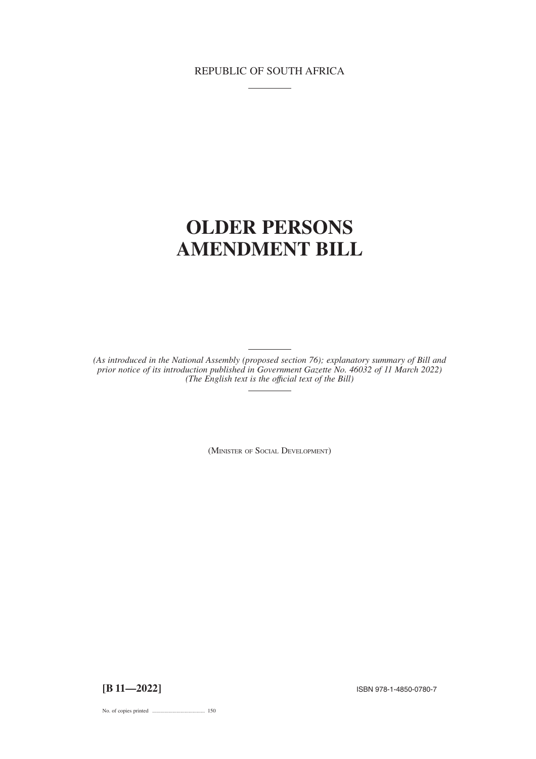REPUBLIC OF SOUTH AFRICA

# OLDER PERSONS AMENDMENT BILL

*(As introduced in the National Assembly (proposed section 76); explanatory summary of Bill and prior notice of its introduction published in Government Gazette No. 46032 of 11 March 2022)*
*(The English text is the official text of the Bill)*

(MINISTER OF SOCIAL DEVELOPMENT)

**[B 11—2022]**

ISBN 978-1-4850-0780-7

No. of copies printed ....................................... 150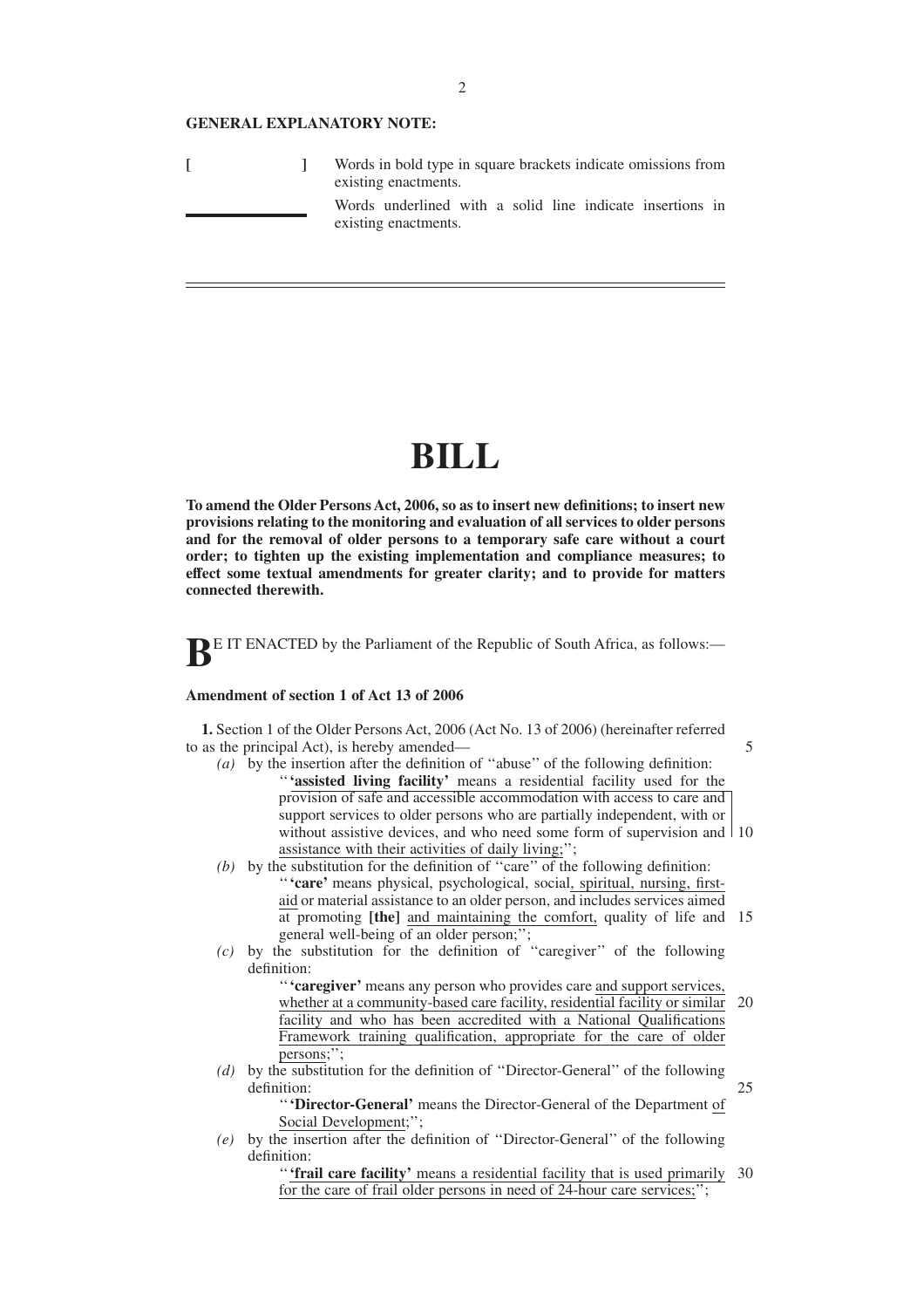**GENERAL EXPLANATORY NOTE:**

[ ] Words in bold type in square brackets indicate omissions from existing enactments.

\_\_\_\_\_\_\_\_ Words underlined with a solid line indicate insertions in existing enactments.

---

# BILL

**To amend the Older Persons Act, 2006, so as to insert new definitions; to insert new provisions relating to the monitoring and evaluation of all services to older persons and for the removal of older persons to a temporary safe care without a court order; to tighten up the existing implementation and compliance measures; to effect some textual amendments for greater clarity; and to provide for matters connected therewith.**

BE IT ENACTED by the Parliament of the Republic of South Africa, as follows:—

### Amendment of section 1 of Act 13 of 2006

**1.** Section 1 of the Older Persons Act, 2006 (Act No. 13 of 2006) (hereinafter referred to as the principal Act), is hereby amended—

*(a)* by the insertion after the definition of ''abuse'' of the following definition:

''<u>**'assisted living facility'** means a residential facility used for the provision of safe and accessible accommodation with access to care and support services to older persons who are partially independent, with or without assistive devices, and who need some form of supervision and assistance with their activities of daily living;</u>'';

*(b)* by the substitution for the definition of ''care'' of the following definition:

'' **'care'** means physical, psychological, social<u>, spiritual, nursing, first-aid</u> or material assistance to an older person, and includes services aimed at promoting **[the]** <u>and maintaining the comfort,</u> quality of life and general well-being of an older person;'';

*(c)* by the substitution for the definition of ''caregiver'' of the following definition:

'' **'caregiver'** means any person who provides care <u>and support services, whether at a community-based care facility, residential facility or similar facility and who has been accredited with a National Qualifications Framework training qualification, appropriate for the care of older persons</u>;'';

*(d)* by the substitution for the definition of ''Director-General'' of the following definition:

'' **'Director-General'** means the Director-General of the Department <u>of Social Development</u>;'';

*(e)* by the insertion after the definition of ''Director-General'' of the following definition:

''<u>**'frail care facility'** means a residential facility that is used primarily for the care of frail older persons in need of 24-hour care services;</u>'';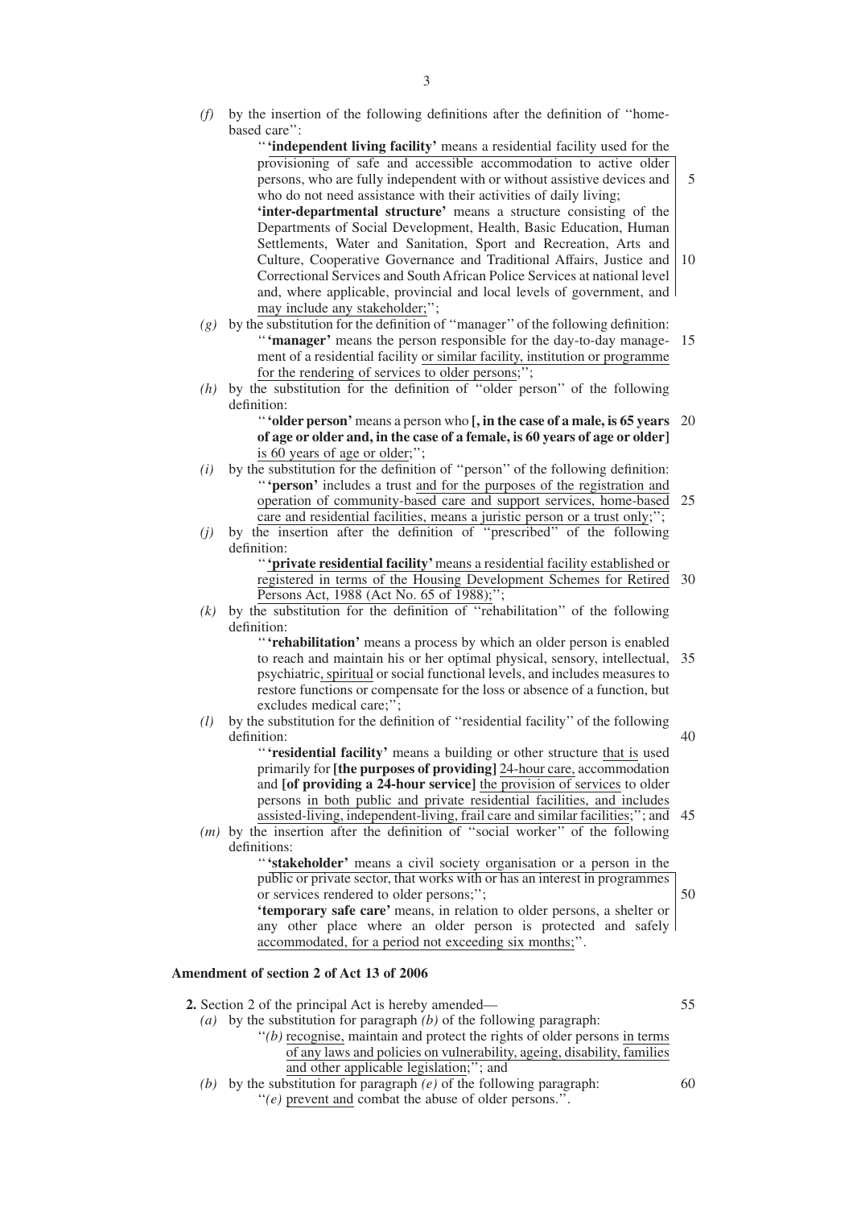*(f)* by the insertion of the following definitions after the definition of ''home-based care'':

''**'independent living facility'** means a residential facility used for the provisioning of safe and accessible accommodation to active older persons, who are fully independent with or without assistive devices and who do not need assistance with their activities of daily living;

**'inter-departmental structure'** means a structure consisting of the Departments of Social Development, Health, Basic Education, Human Settlements, Water and Sanitation, Sport and Recreation, Arts and Culture, Cooperative Governance and Traditional Affairs, Justice and Correctional Services and South African Police Services at national level and, where applicable, provincial and local levels of government, and may include any stakeholder;'';

*(g)* by the substitution for the definition of ''manager'' of the following definition:

''**'manager'** means the person responsible for the day-to-day management of a residential facility or similar facility, institution or programme for the rendering of services to older persons;'';

*(h)* by the substitution for the definition of ''older person'' of the following definition:

''**'older person'** means a person who **[, in the case of a male, is 65 years of age or older and, in the case of a female, is 60 years of age or older]** is 60 years of age or older;'';

*(i)* by the substitution for the definition of ''person'' of the following definition:

''**'person'** includes a trust and for the purposes of the registration and operation of community-based care and support services, home-based care and residential facilities, means a juristic person or a trust only;'';

*(j)* by the insertion after the definition of ''prescribed'' of the following definition:

''**'private residential facility'** means a residential facility established or registered in terms of the Housing Development Schemes for Retired Persons Act, 1988 (Act No. 65 of 1988);'';

*(k)* by the substitution for the definition of ''rehabilitation'' of the following definition:

''**'rehabilitation'** means a process by which an older person is enabled to reach and maintain his or her optimal physical, sensory, intellectual, psychiatric, spiritual or social functional levels, and includes measures to restore functions or compensate for the loss or absence of a function, but excludes medical care;'';

*(l)* by the substitution for the definition of ''residential facility'' of the following definition:

''**'residential facility'** means a building or other structure that is used primarily for **[the purposes of providing]** 24-hour care, accommodation and **[of providing a 24-hour service]** the provision of services to older persons in both public and private residential facilities, and includes assisted-living, independent-living, frail care and similar facilities;''; and

*(m)* by the insertion after the definition of ''social worker'' of the following definitions:

''**'stakeholder'** means a civil society organisation or a person in the public or private sector, that works with or has an interest in programmes or services rendered to older persons;'';

**'temporary safe care'** means, in relation to older persons, a shelter or any other place where an older person is protected and safely accommodated, for a period not exceeding six months;''.

### Amendment of section 2 of Act 13 of 2006

**2.** Section 2 of the principal Act is hereby amended—

*(a)* by the substitution for paragraph *(b)* of the following paragraph:

''*(b)* recognise, maintain and protect the rights of older persons in terms of any laws and policies on vulnerability, ageing, disability, families and other applicable legislation;''; and

*(b)* by the substitution for paragraph *(e)* of the following paragraph:

''*(e)* prevent and combat the abuse of older persons.''.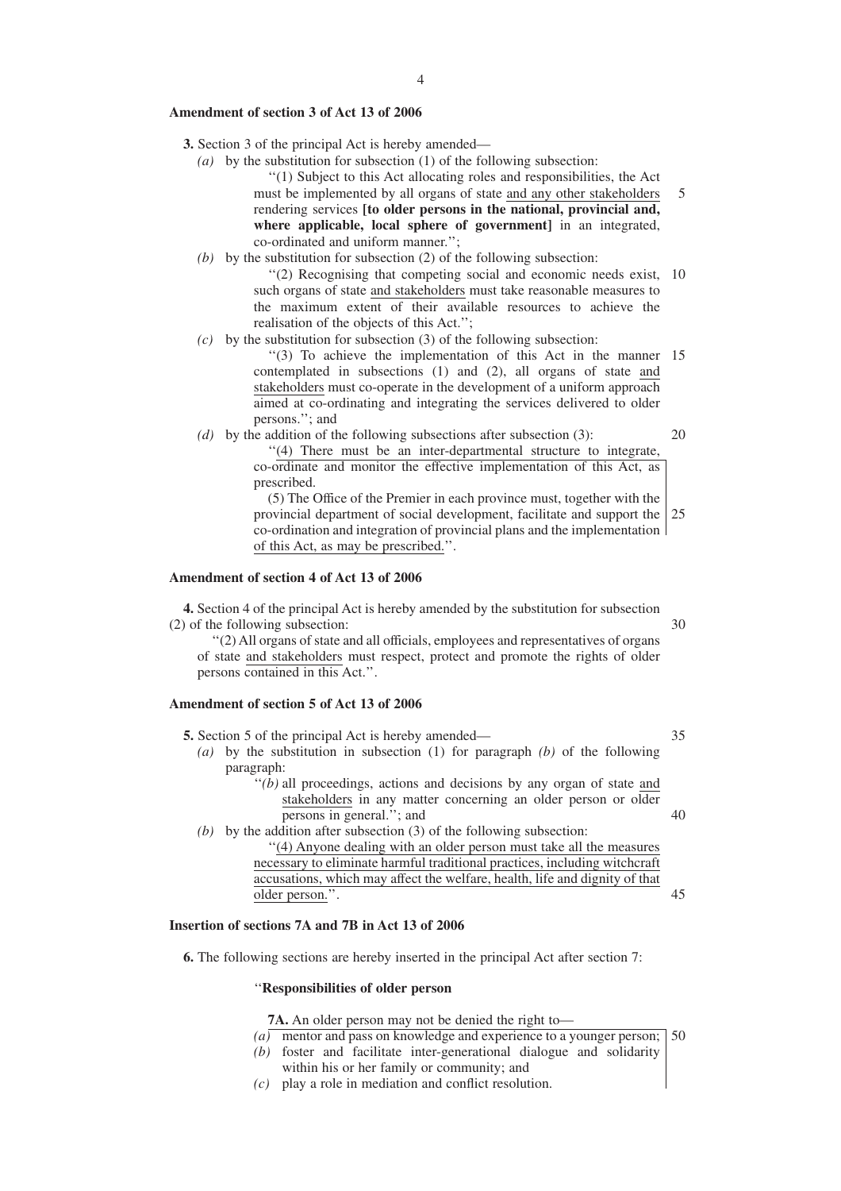**Amendment of section 3 of Act 13 of 2006**

**3.** Section 3 of the principal Act is hereby amended—

*(a)* by the substitution for subsection (1) of the following subsection:

> ''(1) Subject to this Act allocating roles and responsibilities, the Act must be implemented by all organs of state <u>and any other stakeholders</u> rendering services **[to older persons in the national, provincial and, where applicable, local sphere of government]** in an integrated, co-ordinated and uniform manner.'';

*(b)* by the substitution for subsection (2) of the following subsection:

> ''(2) Recognising that competing social and economic needs exist, such organs of state <u>and stakeholders</u> must take reasonable measures to the maximum extent of their available resources to achieve the realisation of the objects of this Act.'';

*(c)* by the substitution for subsection (3) of the following subsection:

> ''(3) To achieve the implementation of this Act in the manner contemplated in subsections (1) and (2), all organs of state <u>and stakeholders</u> must co-operate in the development of a uniform approach aimed at co-ordinating and integrating the services delivered to older persons.''; and

*(d)* by the addition of the following subsections after subsection (3):

> <u>''(4) There must be an inter-departmental structure to integrate, co-ordinate and monitor the effective implementation of this Act, as prescribed.</u>
>
> <u>(5) The Office of the Premier in each province must, together with the provincial department of social development, facilitate and support the co-ordination and integration of provincial plans and the implementation of this Act, as may be prescribed.</u>''.

**Amendment of section 4 of Act 13 of 2006**

**4.** Section 4 of the principal Act is hereby amended by the substitution for subsection (2) of the following subsection:

> ''(2) All organs of state and all officials, employees and representatives of organs of state <u>and stakeholders</u> must respect, protect and promote the rights of older persons contained in this Act.''.

**Amendment of section 5 of Act 13 of 2006**

**5.** Section 5 of the principal Act is hereby amended—

*(a)* by the substitution in subsection (1) for paragraph *(b)* of the following paragraph:

> ''*(b)* all proceedings, actions and decisions by any organ of state <u>and stakeholders</u> in any matter concerning an older person or older persons in general.''; and

*(b)* by the addition after subsection (3) of the following subsection:

> <u>''(4) Anyone dealing with an older person must take all the measures necessary to eliminate harmful traditional practices, including witchcraft accusations, which may affect the welfare, health, life and dignity of that older person.</u>''.

**Insertion of sections 7A and 7B in Act 13 of 2006**

**6.** The following sections are hereby inserted in the principal Act after section 7:

> ''**Responsibilities of older person**
>
> **7A.** An older person may not be denied the right to—
>
> *(a)* mentor and pass on knowledge and experience to a younger person;
>
> *(b)* foster and facilitate inter-generational dialogue and solidarity within his or her family or community; and
>
> *(c)* play a role in mediation and conflict resolution.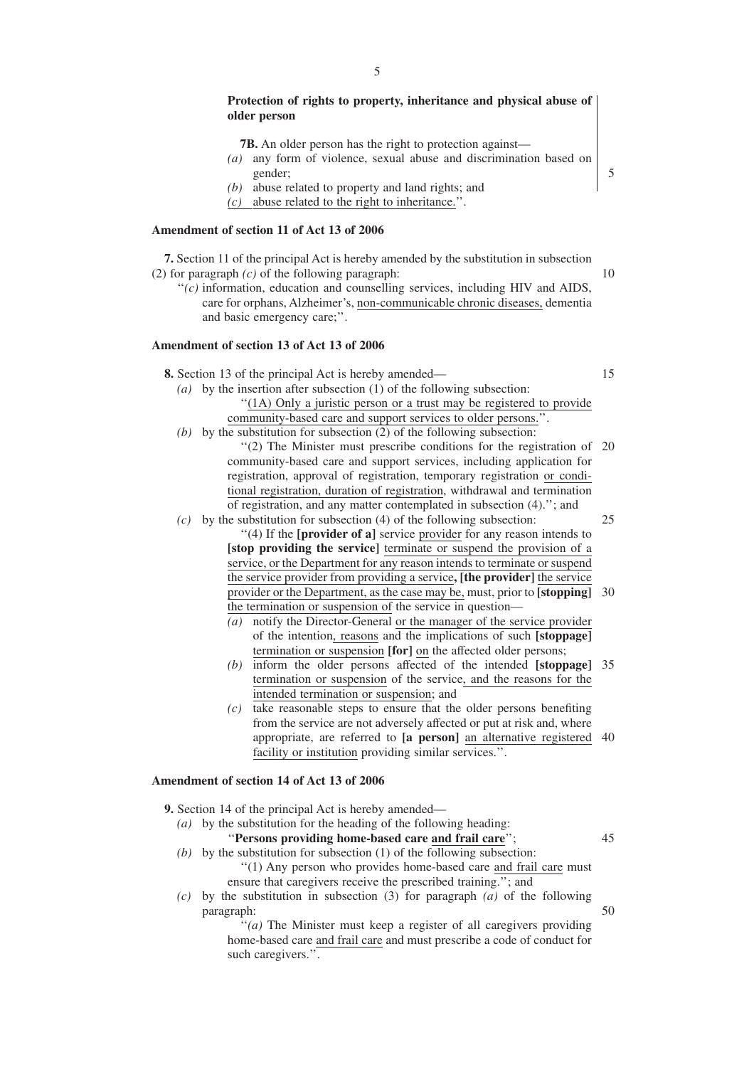**Protection of rights to property, inheritance and physical abuse of older person**

**7B.** An older person has the right to protection against—

*(a)* any form of violence, sexual abuse and discrimination based on gender;

*(b)* abuse related to property and land rights; and

*(c)* abuse related to the right to inheritance.''.

**Amendment of section 11 of Act 13 of 2006**

**7.** Section 11 of the principal Act is hereby amended by the substitution in subsection (2) for paragraph *(c)* of the following paragraph:

''*(c)* information, education and counselling services, including HIV and AIDS, care for orphans, Alzheimer's, non-communicable chronic diseases, dementia and basic emergency care;''.

**Amendment of section 13 of Act 13 of 2006**

**8.** Section 13 of the principal Act is hereby amended—

*(a)* by the insertion after subsection (1) of the following subsection:

''(1A) Only a juristic person or a trust may be registered to provide community-based care and support services to older persons.''.

*(b)* by the substitution for subsection (2) of the following subsection:

''(2) The Minister must prescribe conditions for the registration of community-based care and support services, including application for registration, approval of registration, temporary registration or conditional registration, duration of registration, withdrawal and termination of registration, and any matter contemplated in subsection (4).''; and

*(c)* by the substitution for subsection (4) of the following subsection:

''(4) If the **[provider of a]** service provider for any reason intends to **[stop providing the service]** terminate or suspend the provision of a service, or the Department for any reason intends to terminate or suspend the service provider from providing a service**, [the provider]** the service provider or the Department, as the case may be, must, prior to **[stopping]** the termination or suspension of the service in question—

*(a)* notify the Director-General or the manager of the service provider of the intention, reasons and the implications of such **[stoppage]** termination or suspension **[for]** on the affected older persons;

*(b)* inform the older persons affected of the intended **[stoppage]** termination or suspension of the service, and the reasons for the intended termination or suspension; and

*(c)* take reasonable steps to ensure that the older persons benefiting from the service are not adversely affected or put at risk and, where appropriate, are referred to **[a person]** an alternative registered facility or institution providing similar services.''.

**Amendment of section 14 of Act 13 of 2006**

**9.** Section 14 of the principal Act is hereby amended—

*(a)* by the substitution for the heading of the following heading:

''**Persons providing home-based care and frail care**'';

*(b)* by the substitution for subsection (1) of the following subsection:

''(1) Any person who provides home-based care and frail care must ensure that caregivers receive the prescribed training.''; and

*(c)* by the substitution in subsection (3) for paragraph *(a)* of the following paragraph:

''*(a)* The Minister must keep a register of all caregivers providing home-based care and frail care and must prescribe a code of conduct for such caregivers.''.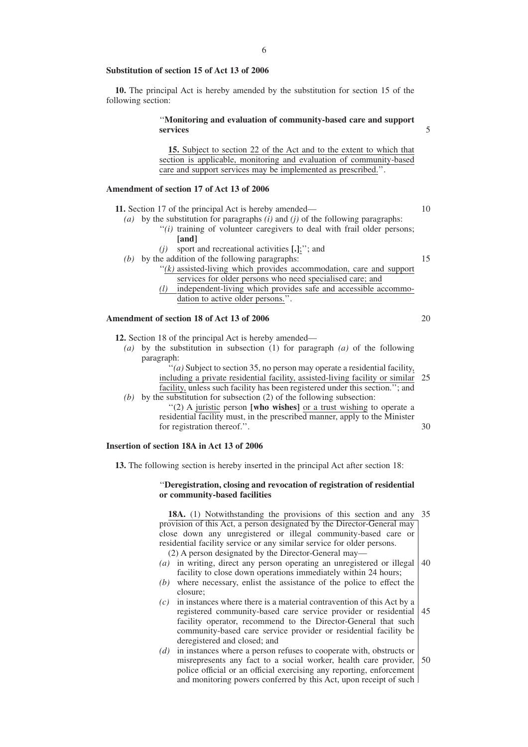**Substitution of section 15 of Act 13 of 2006**

**10.** The principal Act is hereby amended by the substitution for section 15 of the following section:

> ''**Monitoring and evaluation of community-based care and support services**
>
> **15.** Subject to section 22 of the Act and to the extent to which that section is applicable, monitoring and evaluation of community-based care and support services may be implemented as prescribed.''.

**Amendment of section 17 of Act 13 of 2006**

**11.** Section 17 of the principal Act is hereby amended—

*(a)* by the substitution for paragraphs *(i)* and *(j)* of the following paragraphs:

> ''*(i)* training of volunteer caregivers to deal with frail older persons; **[and]**
>
> *(j)* sport and recreational activities **[.]**;''; and

*(b)* by the addition of the following paragraphs:

> ''*(k)* assisted-living which provides accommodation, care and support services for older persons who need specialised care; and
>
> *(l)* independent-living which provides safe and accessible accommodation to active older persons.''.

**Amendment of section 18 of Act 13 of 2006**

**12.** Section 18 of the principal Act is hereby amended—

*(a)* by the substitution in subsection (1) for paragraph *(a)* of the following paragraph:

> ''*(a)* Subject to section 35, no person may operate a residential facility, including a private residential facility, assisted-living facility or similar facility, unless such facility has been registered under this section.''; and

*(b)* by the substitution for subsection (2) of the following subsection:

> ''(2) A juristic person **[who wishes]** or a trust wishing to operate a residential facility must, in the prescribed manner, apply to the Minister for registration thereof.''.

**Insertion of section 18A in Act 13 of 2006**

**13.** The following section is hereby inserted in the principal Act after section 18:

> ''**Deregistration, closing and revocation of registration of residential or community-based facilities**
>
> **18A.** (1) Notwithstanding the provisions of this section and any provision of this Act, a person designated by the Director-General may close down any unregistered or illegal community-based care or residential facility service or any similar service for older persons.
>
> (2) A person designated by the Director-General may—
>
> *(a)* in writing, direct any person operating an unregistered or illegal facility to close down operations immediately within 24 hours;
>
> *(b)* where necessary, enlist the assistance of the police to effect the closure;
>
> *(c)* in instances where there is a material contravention of this Act by a registered community-based care service provider or residential facility operator, recommend to the Director-General that such community-based care service provider or residential facility be deregistered and closed; and
>
> *(d)* in instances where a person refuses to cooperate with, obstructs or misrepresents any fact to a social worker, health care provider, police official or an official exercising any reporting, enforcement and monitoring powers conferred by this Act, upon receipt of such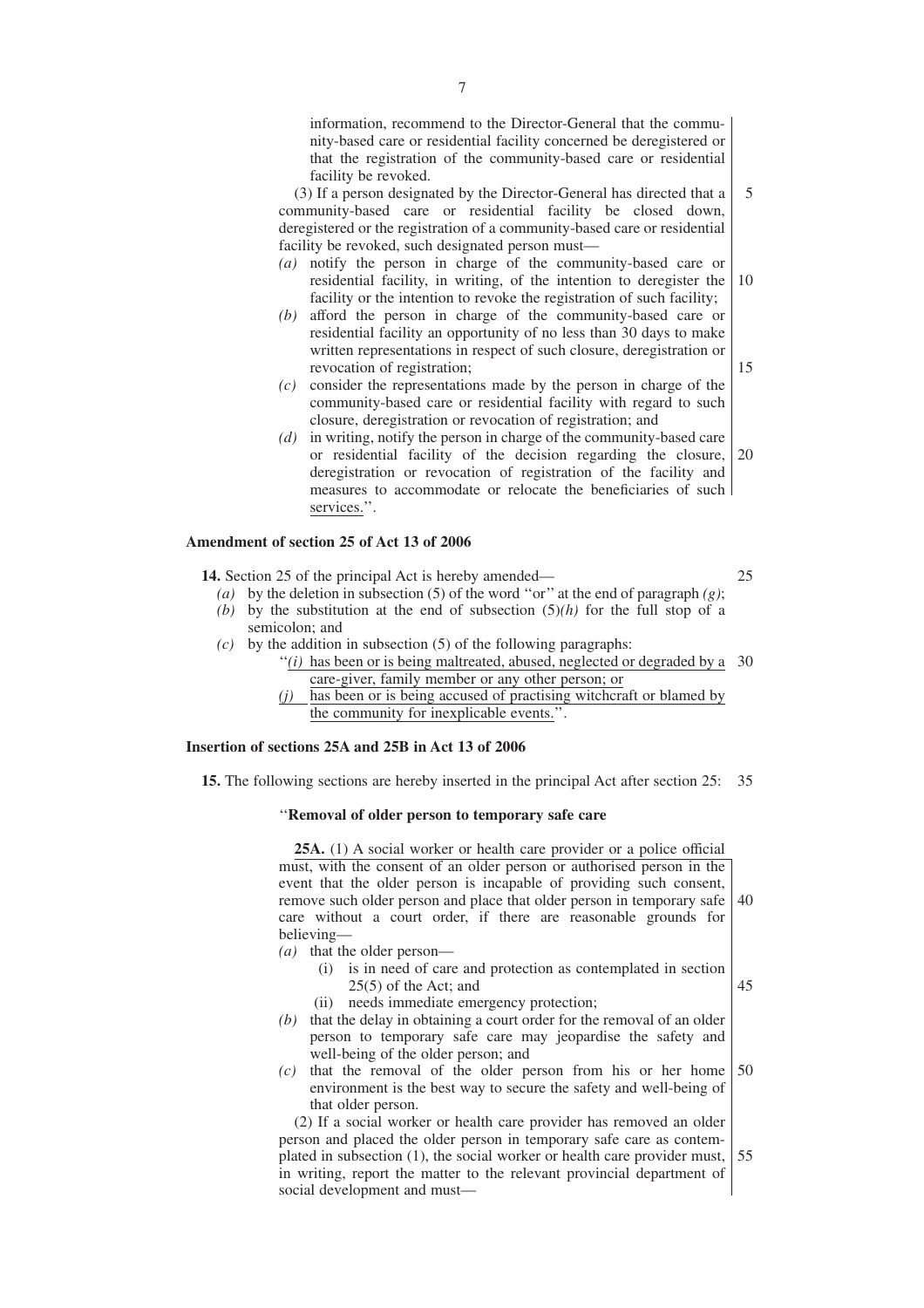information, recommend to the Director-General that the community-based care or residential facility concerned be deregistered or that the registration of the community-based care or residential facility be revoked.

(3) If a person designated by the Director-General has directed that a community-based care or residential facility be closed down, deregistered or the registration of a community-based care or residential facility be revoked, such designated person must—

*(a)* notify the person in charge of the community-based care or residential facility, in writing, of the intention to deregister the facility or the intention to revoke the registration of such facility;

*(b)* afford the person in charge of the community-based care or residential facility an opportunity of no less than 30 days to make written representations in respect of such closure, deregistration or revocation of registration;

*(c)* consider the representations made by the person in charge of the community-based care or residential facility with regard to such closure, deregistration or revocation of registration; and

*(d)* in writing, notify the person in charge of the community-based care or residential facility of the decision regarding the closure, deregistration or revocation of registration of the facility and measures to accommodate or relocate the beneficiaries of such services.''.

**Amendment of section 25 of Act 13 of 2006**

**14.** Section 25 of the principal Act is hereby amended—

*(a)* by the deletion in subsection (5) of the word ''or'' at the end of paragraph *(g)*;

*(b)* by the substitution at the end of subsection (5)*(h)* for the full stop of a semicolon; and

*(c)* by the addition in subsection (5) of the following paragraphs:

''*(i)* has been or is being maltreated, abused, neglected or degraded by a care-giver, family member or any other person; or

*(j)* has been or is being accused of practising witchcraft or blamed by the community for inexplicable events.''.

**Insertion of sections 25A and 25B in Act 13 of 2006**

**15.** The following sections are hereby inserted in the principal Act after section 25:

''**Removal of older person to temporary safe care**

**25A.** (1) A social worker or health care provider or a police official must, with the consent of an older person or authorised person in the event that the older person is incapable of providing such consent, remove such older person and place that older person in temporary safe care without a court order, if there are reasonable grounds for believing—

*(a)* that the older person—

(i) is in need of care and protection as contemplated in section 25(5) of the Act; and

(ii) needs immediate emergency protection;

*(b)* that the delay in obtaining a court order for the removal of an older person to temporary safe care may jeopardise the safety and well-being of the older person; and

*(c)* that the removal of the older person from his or her home environment is the best way to secure the safety and well-being of that older person.

(2) If a social worker or health care provider has removed an older person and placed the older person in temporary safe care as contemplated in subsection (1), the social worker or health care provider must, in writing, report the matter to the relevant provincial department of social development and must—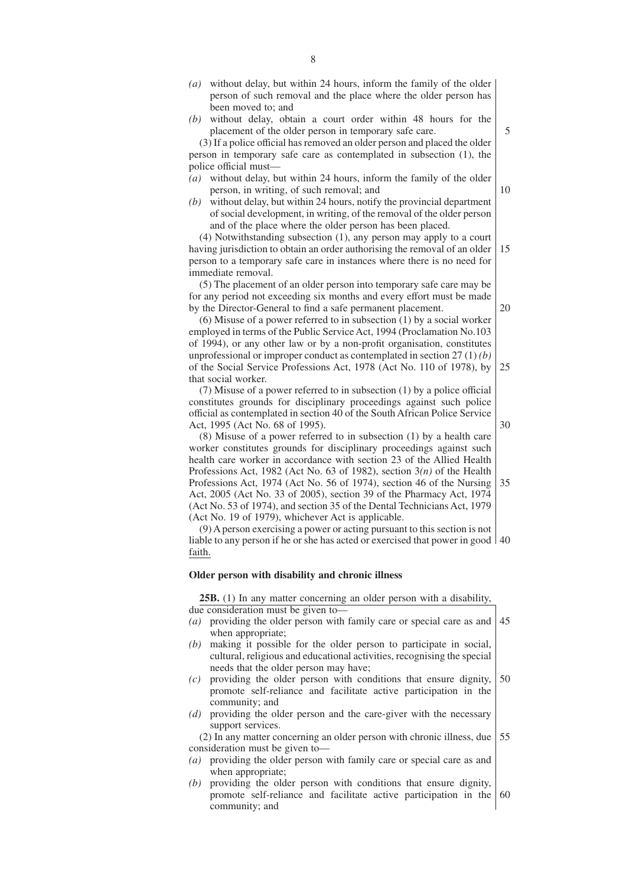(a) without delay, but within 24 hours, inform the family of the older person of such removal and the place where the older person has been moved to; and

(b) without delay, obtain a court order within 48 hours for the placement of the older person in temporary safe care.

(3) If a police official has removed an older person and placed the older person in temporary safe care as contemplated in subsection (1), the police official must—

(a) without delay, but within 24 hours, inform the family of the older person, in writing, of such removal; and

(b) without delay, but within 24 hours, notify the provincial department of social development, in writing, of the removal of the older person and of the place where the older person has been placed.

(4) Notwithstanding subsection (1), any person may apply to a court having jurisdiction to obtain an order authorising the removal of an older person to a temporary safe care in instances where there is no need for immediate removal.

(5) The placement of an older person into temporary safe care may be for any period not exceeding six months and every effort must be made by the Director-General to find a safe permanent placement.

(6) Misuse of a power referred to in subsection (1) by a social worker employed in terms of the Public Service Act, 1994 (Proclamation No.103 of 1994), or any other law or by a non-profit organisation, constitutes unprofessional or improper conduct as contemplated in section 27 (1) *(b)* of the Social Service Professions Act, 1978 (Act No. 110 of 1978), by that social worker.

(7) Misuse of a power referred to in subsection (1) by a police official constitutes grounds for disciplinary proceedings against such police official as contemplated in section 40 of the South African Police Service Act, 1995 (Act No. 68 of 1995).

(8) Misuse of a power referred to in subsection (1) by a health care worker constitutes grounds for disciplinary proceedings against such health care worker in accordance with section 23 of the Allied Health Professions Act, 1982 (Act No. 63 of 1982), section 3*(n)* of the Health Professions Act, 1974 (Act No. 56 of 1974), section 46 of the Nursing Act, 2005 (Act No. 33 of 2005), section 39 of the Pharmacy Act, 1974 (Act No. 53 of 1974), and section 35 of the Dental Technicians Act, 1979 (Act No. 19 of 1979), whichever Act is applicable.

(9) A person exercising a power or acting pursuant to this section is not liable to any person if he or she has acted or exercised that power in good faith.

**Older person with disability and chronic illness**

**25B.** (1) In any matter concerning an older person with a disability, due consideration must be given to—

(a) providing the older person with family care or special care as and when appropriate;

(b) making it possible for the older person to participate in social, cultural, religious and educational activities, recognising the special needs that the older person may have;

(c) providing the older person with conditions that ensure dignity, promote self-reliance and facilitate active participation in the community; and

(d) providing the older person and the care-giver with the necessary support services.

(2) In any matter concerning an older person with chronic illness, due consideration must be given to—

(a) providing the older person with family care or special care as and when appropriate;

(b) providing the older person with conditions that ensure dignity, promote self-reliance and facilitate active participation in the community; and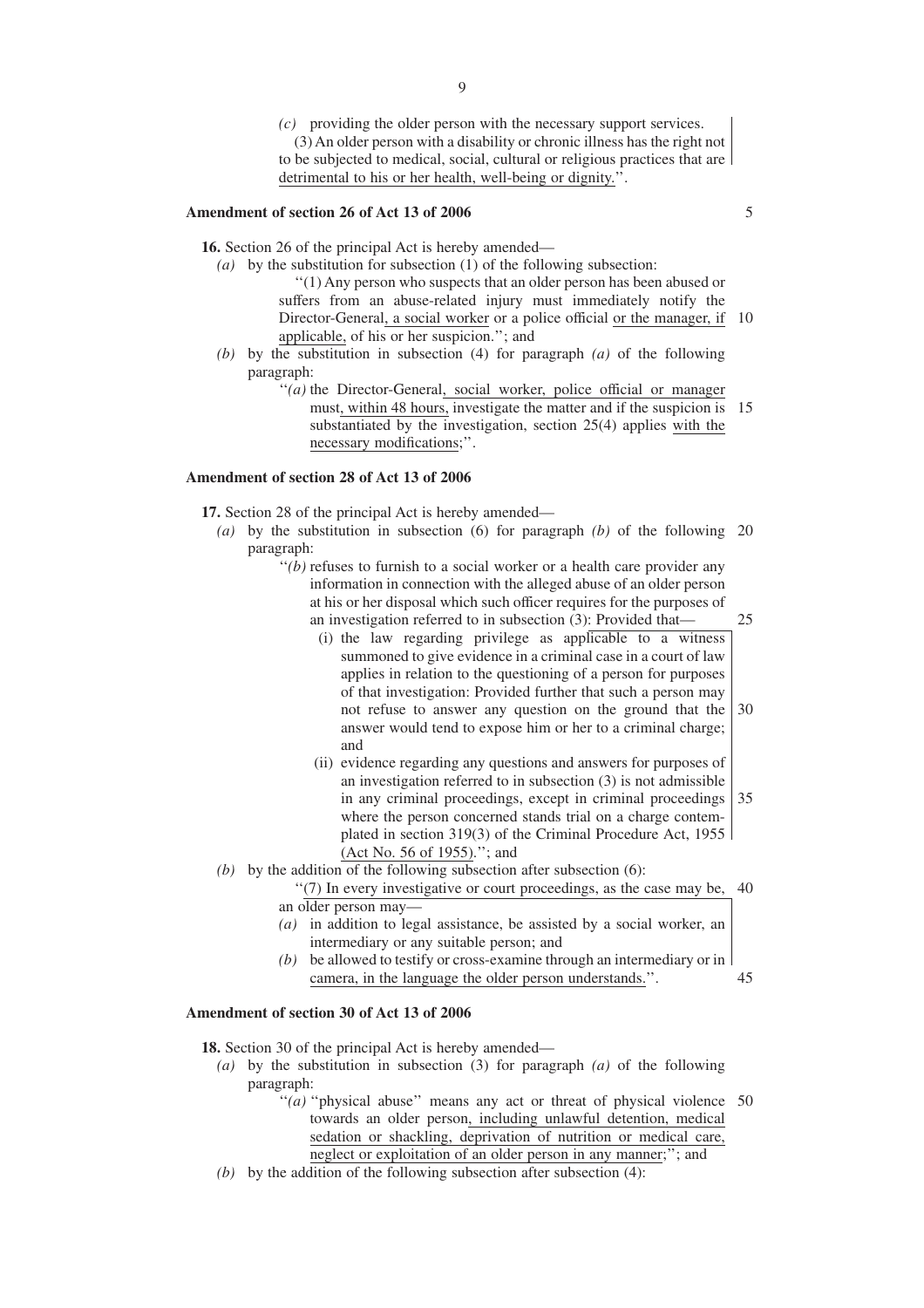*(c)* providing the older person with the necessary support services.

(3) An older person with a disability or chronic illness has the right not to be subjected to medical, social, cultural or religious practices that are detrimental to his or her health, well-being or dignity.''.

**Amendment of section 26 of Act 13 of 2006**

**16.** Section 26 of the principal Act is hereby amended—

*(a)* by the substitution for subsection (1) of the following subsection:

''(1) Any person who suspects that an older person has been abused or suffers from an abuse-related injury must immediately notify the Director-General, a social worker or a police official or the manager, if applicable, of his or her suspicion.''; and

*(b)* by the substitution in subsection (4) for paragraph *(a)* of the following paragraph:

''*(a)* the Director-General, social worker, police official or manager must, within 48 hours, investigate the matter and if the suspicion is substantiated by the investigation, section 25(4) applies with the necessary modifications;''.

**Amendment of section 28 of Act 13 of 2006**

**17.** Section 28 of the principal Act is hereby amended—

*(a)* by the substitution in subsection (6) for paragraph *(b)* of the following paragraph:

''*(b)* refuses to furnish to a social worker or a health care provider any information in connection with the alleged abuse of an older person at his or her disposal which such officer requires for the purposes of an investigation referred to in subsection (3): Provided that—

(i) the law regarding privilege as applicable to a witness summoned to give evidence in a criminal case in a court of law applies in relation to the questioning of a person for purposes of that investigation: Provided further that such a person may not refuse to answer any question on the ground that the answer would tend to expose him or her to a criminal charge; and

(ii) evidence regarding any questions and answers for purposes of an investigation referred to in subsection (3) is not admissible in any criminal proceedings, except in criminal proceedings where the person concerned stands trial on a charge contemplated in section 319(3) of the Criminal Procedure Act, 1955 (Act No. 56 of 1955).''; and

*(b)* by the addition of the following subsection after subsection (6):

''(7) In every investigative or court proceedings, as the case may be, an older person may—

*(a)* in addition to legal assistance, be assisted by a social worker, an intermediary or any suitable person; and

*(b)* be allowed to testify or cross-examine through an intermediary or in camera, in the language the older person understands.''.

**Amendment of section 30 of Act 13 of 2006**

**18.** Section 30 of the principal Act is hereby amended—

*(a)* by the substitution in subsection (3) for paragraph *(a)* of the following paragraph:

''*(a)* ''physical abuse'' means any act or threat of physical violence towards an older person, including unlawful detention, medical sedation or shackling, deprivation of nutrition or medical care, neglect or exploitation of an older person in any manner;''; and

*(b)* by the addition of the following subsection after subsection (4):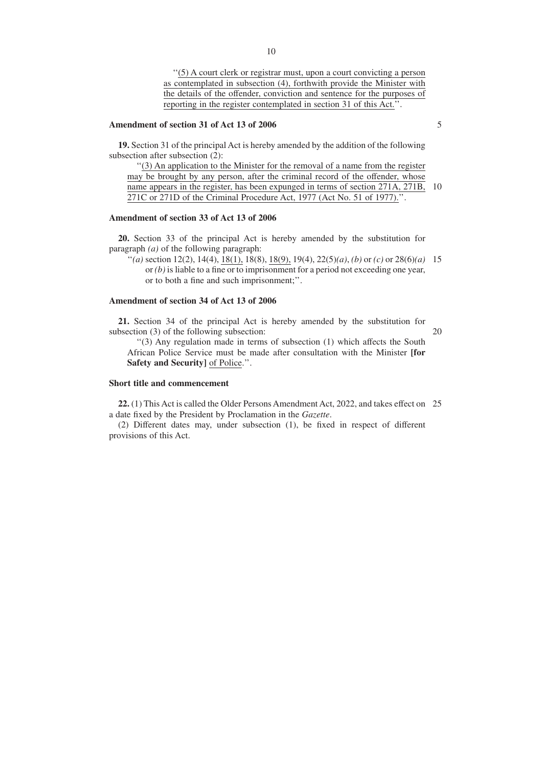"(5) A court clerk or registrar must, upon a court convicting a person as contemplated in subsection (4), forthwith provide the Minister with the details of the offender, conviction and sentence for the purposes of reporting in the register contemplated in section 31 of this Act.".

**Amendment of section 31 of Act 13 of 2006**

**19.** Section 31 of the principal Act is hereby amended by the addition of the following subsection after subsection (2):

"(3) An application to the Minister for the removal of a name from the register may be brought by any person, after the criminal record of the offender, whose name appears in the register, has been expunged in terms of section 271A, 271B, 271C or 271D of the Criminal Procedure Act, 1977 (Act No. 51 of 1977).".

**Amendment of section 33 of Act 13 of 2006**

**20.** Section 33 of the principal Act is hereby amended by the substitution for paragraph *(a)* of the following paragraph:

"*(a)* section 12(2), 14(4), 18(1), 18(8), 18(9), 19(4), 22(5)*(a)*, *(b)* or *(c)* or 28(6)*(a)* or *(b)* is liable to a fine or to imprisonment for a period not exceeding one year, or to both a fine and such imprisonment;".

**Amendment of section 34 of Act 13 of 2006**

**21.** Section 34 of the principal Act is hereby amended by the substitution for subsection (3) of the following subsection:

"(3) Any regulation made in terms of subsection (1) which affects the South African Police Service must be made after consultation with the Minister **[for Safety and Security]** of Police.".

**Short title and commencement**

**22.** (1) This Act is called the Older Persons Amendment Act, 2022, and takes effect on a date fixed by the President by Proclamation in the *Gazette*.

(2) Different dates may, under subsection (1), be fixed in respect of different provisions of this Act.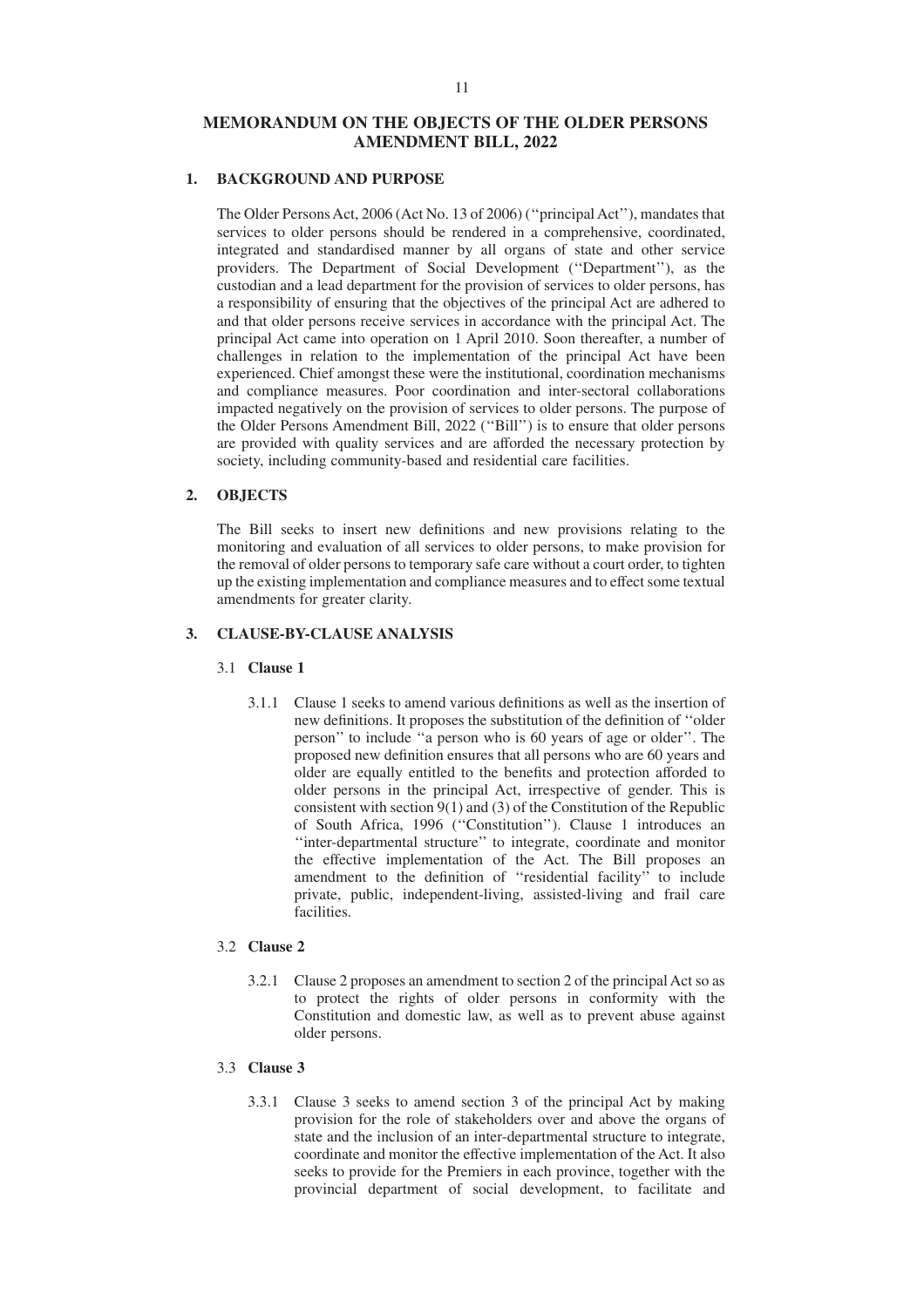# MEMORANDUM ON THE OBJECTS OF THE OLDER PERSONS AMENDMENT BILL, 2022

## 1. BACKGROUND AND PURPOSE

The Older Persons Act, 2006 (Act No. 13 of 2006) (''principal Act''), mandates that services to older persons should be rendered in a comprehensive, coordinated, integrated and standardised manner by all organs of state and other service providers. The Department of Social Development (''Department''), as the custodian and a lead department for the provision of services to older persons, has a responsibility of ensuring that the objectives of the principal Act are adhered to and that older persons receive services in accordance with the principal Act. The principal Act came into operation on 1 April 2010. Soon thereafter, a number of challenges in relation to the implementation of the principal Act have been experienced. Chief amongst these were the institutional, coordination mechanisms and compliance measures. Poor coordination and inter-sectoral collaborations impacted negatively on the provision of services to older persons. The purpose of the Older Persons Amendment Bill, 2022 (''Bill'') is to ensure that older persons are provided with quality services and are afforded the necessary protection by society, including community-based and residential care facilities.

## 2. OBJECTS

The Bill seeks to insert new definitions and new provisions relating to the monitoring and evaluation of all services to older persons, to make provision for the removal of older persons to temporary safe care without a court order, to tighten up the existing implementation and compliance measures and to effect some textual amendments for greater clarity.

## 3. CLAUSE-BY-CLAUSE ANALYSIS

### 3.1 Clause 1

3.1.1 Clause 1 seeks to amend various definitions as well as the insertion of new definitions. It proposes the substitution of the definition of ''older person'' to include ''a person who is 60 years of age or older''. The proposed new definition ensures that all persons who are 60 years and older are equally entitled to the benefits and protection afforded to older persons in the principal Act, irrespective of gender. This is consistent with section 9(1) and (3) of the Constitution of the Republic of South Africa, 1996 (''Constitution''). Clause 1 introduces an ''inter-departmental structure'' to integrate, coordinate and monitor the effective implementation of the Act. The Bill proposes an amendment to the definition of ''residential facility'' to include private, public, independent-living, assisted-living and frail care facilities.

### 3.2 Clause 2

3.2.1 Clause 2 proposes an amendment to section 2 of the principal Act so as to protect the rights of older persons in conformity with the Constitution and domestic law, as well as to prevent abuse against older persons.

### 3.3 Clause 3

3.3.1 Clause 3 seeks to amend section 3 of the principal Act by making provision for the role of stakeholders over and above the organs of state and the inclusion of an inter-departmental structure to integrate, coordinate and monitor the effective implementation of the Act. It also seeks to provide for the Premiers in each province, together with the provincial department of social development, to facilitate and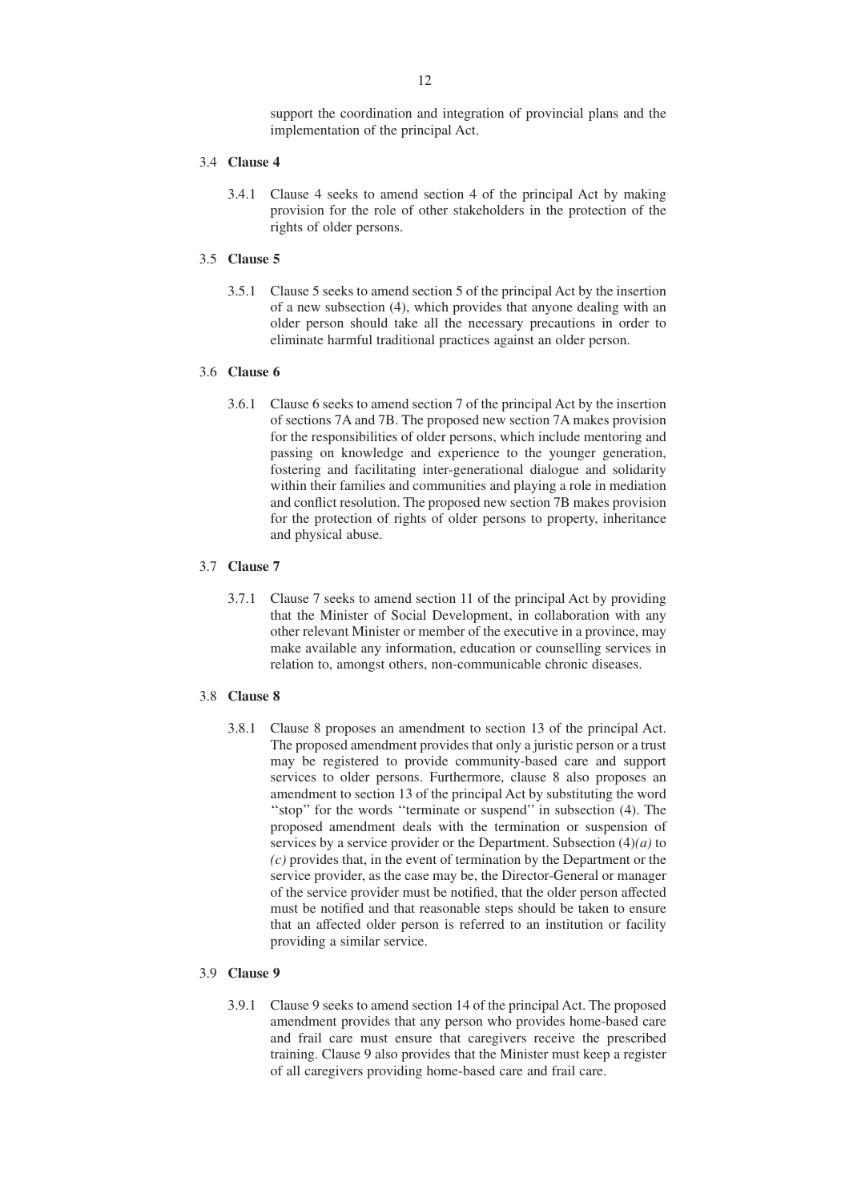support the coordination and integration of provincial plans and the implementation of the principal Act.

3.4 **Clause 4**

3.4.1 Clause 4 seeks to amend section 4 of the principal Act by making provision for the role of other stakeholders in the protection of the rights of older persons.

3.5 **Clause 5**

3.5.1 Clause 5 seeks to amend section 5 of the principal Act by the insertion of a new subsection (4), which provides that anyone dealing with an older person should take all the necessary precautions in order to eliminate harmful traditional practices against an older person.

3.6 **Clause 6**

3.6.1 Clause 6 seeks to amend section 7 of the principal Act by the insertion of sections 7A and 7B. The proposed new section 7A makes provision for the responsibilities of older persons, which include mentoring and passing on knowledge and experience to the younger generation, fostering and facilitating inter-generational dialogue and solidarity within their families and communities and playing a role in mediation and conflict resolution. The proposed new section 7B makes provision for the protection of rights of older persons to property, inheritance and physical abuse.

3.7 **Clause 7**

3.7.1 Clause 7 seeks to amend section 11 of the principal Act by providing that the Minister of Social Development, in collaboration with any other relevant Minister or member of the executive in a province, may make available any information, education or counselling services in relation to, amongst others, non-communicable chronic diseases.

3.8 **Clause 8**

3.8.1 Clause 8 proposes an amendment to section 13 of the principal Act. The proposed amendment provides that only a juristic person or a trust may be registered to provide community-based care and support services to older persons. Furthermore, clause 8 also proposes an amendment to section 13 of the principal Act by substituting the word ''stop'' for the words ''terminate or suspend'' in subsection (4). The proposed amendment deals with the termination or suspension of services by a service provider or the Department. Subsection (4)*(a)* to *(c)* provides that, in the event of termination by the Department or the service provider, as the case may be, the Director-General or manager of the service provider must be notified, that the older person affected must be notified and that reasonable steps should be taken to ensure that an affected older person is referred to an institution or facility providing a similar service.

3.9 **Clause 9**

3.9.1 Clause 9 seeks to amend section 14 of the principal Act. The proposed amendment provides that any person who provides home-based care and frail care must ensure that caregivers receive the prescribed training. Clause 9 also provides that the Minister must keep a register of all caregivers providing home-based care and frail care.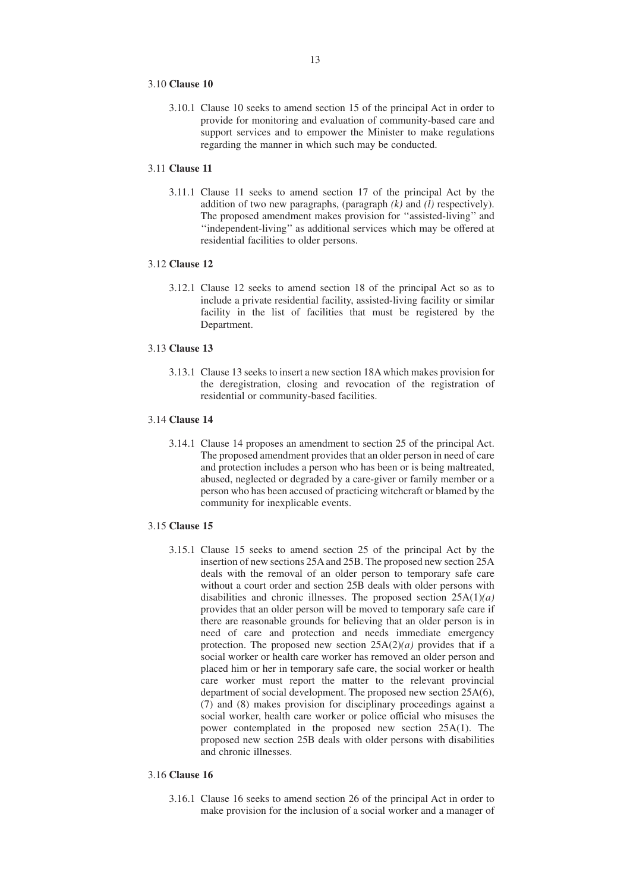### 3.10 **Clause 10**

3.10.1 Clause 10 seeks to amend section 15 of the principal Act in order to provide for monitoring and evaluation of community-based care and support services and to empower the Minister to make regulations regarding the manner in which such may be conducted.

### 3.11 **Clause 11**

3.11.1 Clause 11 seeks to amend section 17 of the principal Act by the addition of two new paragraphs, (paragraph *(k)* and *(l)* respectively). The proposed amendment makes provision for ''assisted-living'' and ''independent-living'' as additional services which may be offered at residential facilities to older persons.

### 3.12 **Clause 12**

3.12.1 Clause 12 seeks to amend section 18 of the principal Act so as to include a private residential facility, assisted-living facility or similar facility in the list of facilities that must be registered by the Department.

### 3.13 **Clause 13**

3.13.1 Clause 13 seeks to insert a new section 18A which makes provision for the deregistration, closing and revocation of the registration of residential or community-based facilities.

### 3.14 **Clause 14**

3.14.1 Clause 14 proposes an amendment to section 25 of the principal Act. The proposed amendment provides that an older person in need of care and protection includes a person who has been or is being maltreated, abused, neglected or degraded by a care-giver or family member or a person who has been accused of practicing witchcraft or blamed by the community for inexplicable events.

### 3.15 **Clause 15**

3.15.1 Clause 15 seeks to amend section 25 of the principal Act by the insertion of new sections 25A and 25B. The proposed new section 25A deals with the removal of an older person to temporary safe care without a court order and section 25B deals with older persons with disabilities and chronic illnesses. The proposed section 25A(1)*(a)* provides that an older person will be moved to temporary safe care if there are reasonable grounds for believing that an older person is in need of care and protection and needs immediate emergency protection. The proposed new section 25A(2)*(a)* provides that if a social worker or health care worker has removed an older person and placed him or her in temporary safe care, the social worker or health care worker must report the matter to the relevant provincial department of social development. The proposed new section 25A(6), (7) and (8) makes provision for disciplinary proceedings against a social worker, health care worker or police official who misuses the power contemplated in the proposed new section 25A(1). The proposed new section 25B deals with older persons with disabilities and chronic illnesses.

### 3.16 **Clause 16**

3.16.1 Clause 16 seeks to amend section 26 of the principal Act in order to make provision for the inclusion of a social worker and a manager of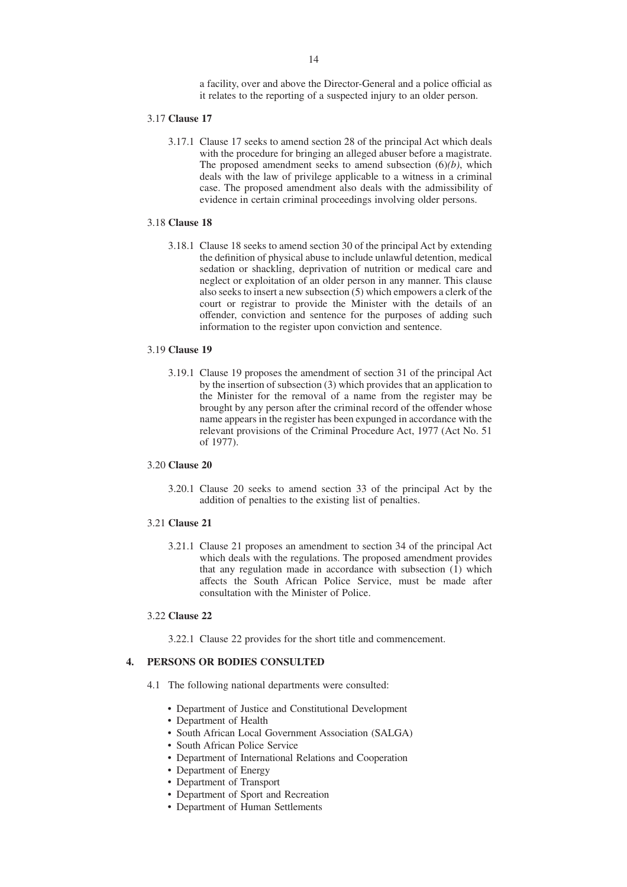a facility, over and above the Director-General and a police official as it relates to the reporting of a suspected injury to an older person.

3.17 **Clause 17**

3.17.1 Clause 17 seeks to amend section 28 of the principal Act which deals with the procedure for bringing an alleged abuser before a magistrate. The proposed amendment seeks to amend subsection (6)*(b)*, which deals with the law of privilege applicable to a witness in a criminal case. The proposed amendment also deals with the admissibility of evidence in certain criminal proceedings involving older persons.

3.18 **Clause 18**

3.18.1 Clause 18 seeks to amend section 30 of the principal Act by extending the definition of physical abuse to include unlawful detention, medical sedation or shackling, deprivation of nutrition or medical care and neglect or exploitation of an older person in any manner. This clause also seeks to insert a new subsection (5) which empowers a clerk of the court or registrar to provide the Minister with the details of an offender, conviction and sentence for the purposes of adding such information to the register upon conviction and sentence.

3.19 **Clause 19**

3.19.1 Clause 19 proposes the amendment of section 31 of the principal Act by the insertion of subsection (3) which provides that an application to the Minister for the removal of a name from the register may be brought by any person after the criminal record of the offender whose name appears in the register has been expunged in accordance with the relevant provisions of the Criminal Procedure Act, 1977 (Act No. 51 of 1977).

3.20 **Clause 20**

3.20.1 Clause 20 seeks to amend section 33 of the principal Act by the addition of penalties to the existing list of penalties.

3.21 **Clause 21**

3.21.1 Clause 21 proposes an amendment to section 34 of the principal Act which deals with the regulations. The proposed amendment provides that any regulation made in accordance with subsection (1) which affects the South African Police Service, must be made after consultation with the Minister of Police.

3.22 **Clause 22**

3.22.1 Clause 22 provides for the short title and commencement.

## 4. PERSONS OR BODIES CONSULTED

4.1 The following national departments were consulted:

- Department of Justice and Constitutional Development
- Department of Health
- South African Local Government Association (SALGA)
- South African Police Service
- Department of International Relations and Cooperation
- Department of Energy
- Department of Transport
- Department of Sport and Recreation
- Department of Human Settlements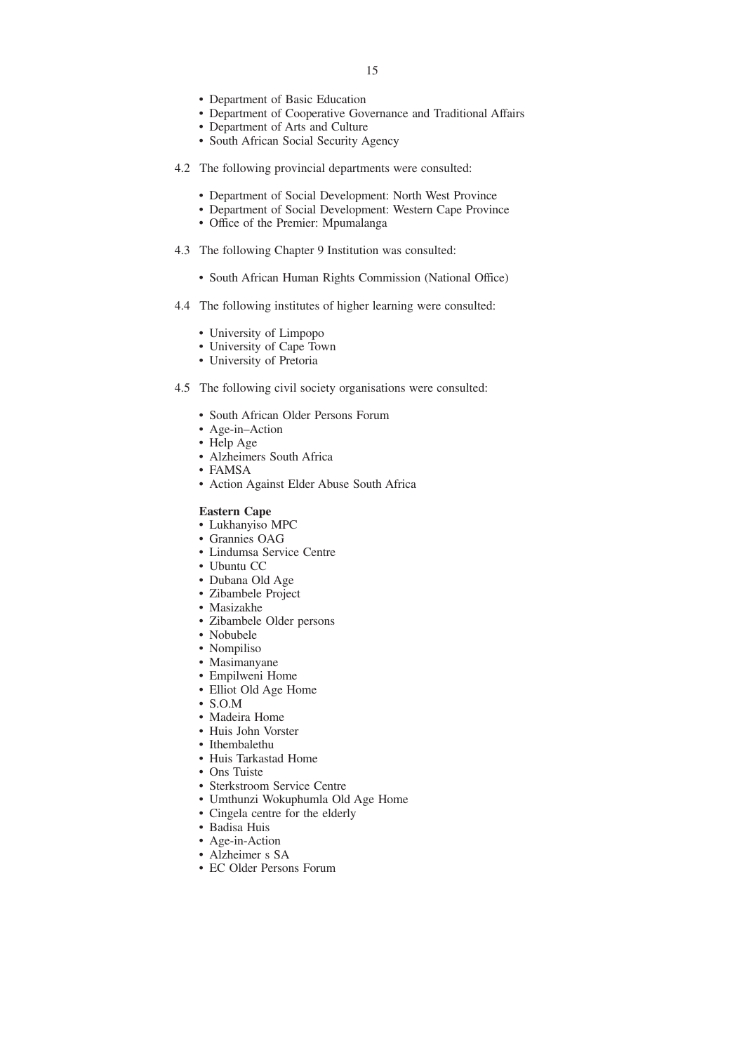- Department of Basic Education
- Department of Cooperative Governance and Traditional Affairs
- Department of Arts and Culture
- South African Social Security Agency

4.2 The following provincial departments were consulted:

- Department of Social Development: North West Province
- Department of Social Development: Western Cape Province
- Office of the Premier: Mpumalanga

4.3 The following Chapter 9 Institution was consulted:

- South African Human Rights Commission (National Office)

4.4 The following institutes of higher learning were consulted:

- University of Limpopo
- University of Cape Town
- University of Pretoria

4.5 The following civil society organisations were consulted:

- South African Older Persons Forum
- Age-in–Action
- Help Age
- Alzheimers South Africa
- FAMSA
- Action Against Elder Abuse South Africa

**Eastern Cape**

- Lukhanyiso MPC
- Grannies OAG
- Lindumsa Service Centre
- Ubuntu CC
- Dubana Old Age
- Zibambele Project
- Masizakhe
- Zibambele Older persons
- Nobubele
- Nompiliso
- Masimanyane
- Empilweni Home
- Elliot Old Age Home
- S.O.M
- Madeira Home
- Huis John Vorster
- Ithembalethu
- Huis Tarkastad Home
- Ons Tuiste
- Sterkstroom Service Centre
- Umthunzi Wokuphumla Old Age Home
- Cingela centre for the elderly
- Badisa Huis
- Age-in-Action
- Alzheimer s SA
- EC Older Persons Forum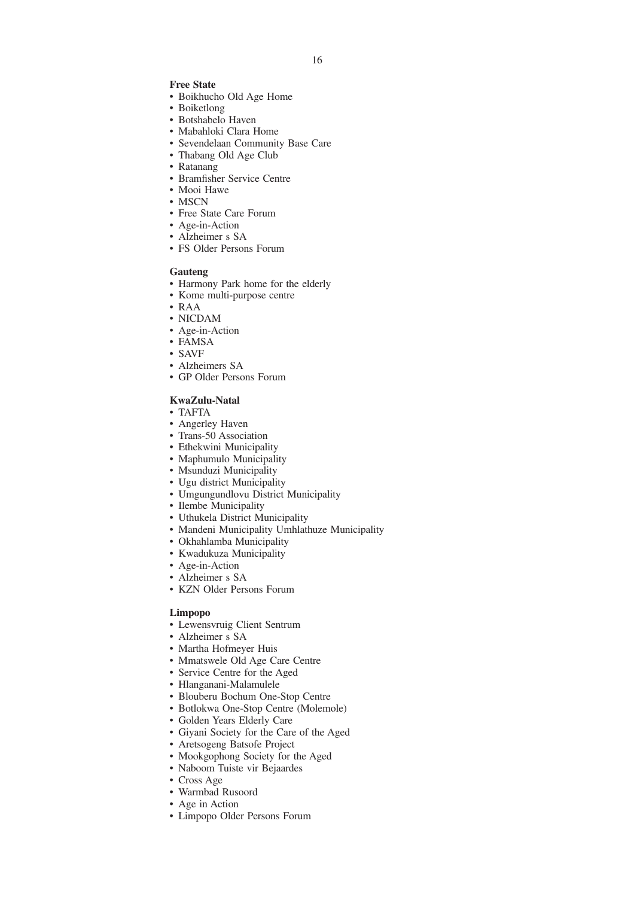**Free State**

- Boikhucho Old Age Home
- Boiketlong
- Botshabelo Haven
- Mabahloki Clara Home
- Sevendelaan Community Base Care
- Thabang Old Age Club
- Ratanang
- Bramfisher Service Centre
- Mooi Hawe
- MSCN
- Free State Care Forum
- Age-in-Action
- Alzheimer s SA
- FS Older Persons Forum

**Gauteng**

- Harmony Park home for the elderly
- Kome multi-purpose centre
- RAA
- NICDAM
- Age-in-Action
- FAMSA
- SAVF
- Alzheimers SA
- GP Older Persons Forum

**KwaZulu-Natal**

- TAFTA
- Angerley Haven
- Trans-50 Association
- Ethekwini Municipality
- Maphumulo Municipality
- Msunduzi Municipality
- Ugu district Municipality
- Umgungundlovu District Municipality
- Ilembe Municipality
- Uthukela District Municipality
- Mandeni Municipality Umhlathuze Municipality
- Okhahlamba Municipality
- Kwadukuza Municipality
- Age-in-Action
- Alzheimer s SA
- KZN Older Persons Forum

**Limpopo**

- Lewensvruig Client Sentrum
- Alzheimer s SA
- Martha Hofmeyer Huis
- Mmatswele Old Age Care Centre
- Service Centre for the Aged
- Hlanganani-Malamulele
- Blouberu Bochum One-Stop Centre
- Botlokwa One-Stop Centre (Molemole)
- Golden Years Elderly Care
- Giyani Society for the Care of the Aged
- Aretsogeng Batsofe Project
- Mookgophong Society for the Aged
- Naboom Tuiste vir Bejaardes
- Cross Age
- Warmbad Rusoord
- Age in Action
- Limpopo Older Persons Forum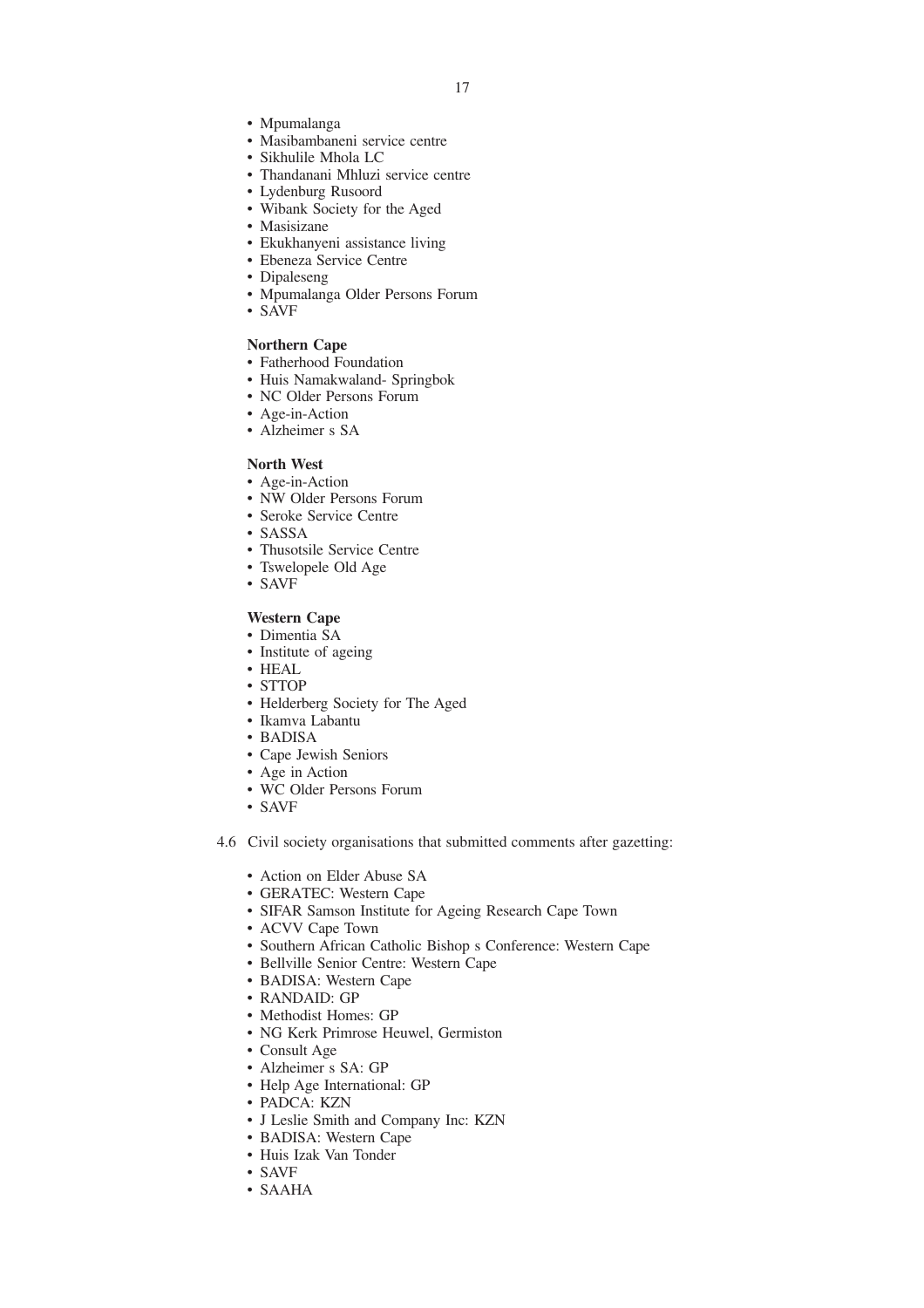- Mpumalanga
- Masibambaneni service centre
- Sikhulile Mhola LC
- Thandanani Mhluzi service centre
- Lydenburg Rusoord
- Wibank Society for the Aged
- Masisizane
- Ekukhanyeni assistance living
- Ebeneza Service Centre
- Dipaleseng
- Mpumalanga Older Persons Forum
- SAVF

**Northern Cape**
- Fatherhood Foundation
- Huis Namakwaland- Springbok
- NC Older Persons Forum
- Age-in-Action
- Alzheimer s SA

**North West**
- Age-in-Action
- NW Older Persons Forum
- Seroke Service Centre
- SASSA
- Thusotsile Service Centre
- Tswelopele Old Age
- SAVF

**Western Cape**
- Dimentia SA
- Institute of ageing
- HEAL
- STTOP
- Helderberg Society for The Aged
- Ikamva Labantu
- BADISA
- Cape Jewish Seniors
- Age in Action
- WC Older Persons Forum
- SAVF

4.6 Civil society organisations that submitted comments after gazetting:

- Action on Elder Abuse SA
- GERATEC: Western Cape
- SIFAR Samson Institute for Ageing Research Cape Town
- ACVV Cape Town
- Southern African Catholic Bishop s Conference: Western Cape
- Bellville Senior Centre: Western Cape
- BADISA: Western Cape
- RANDAID: GP
- Methodist Homes: GP
- NG Kerk Primrose Heuwel, Germiston
- Consult Age
- Alzheimer s SA: GP
- Help Age International: GP
- PADCA: KZN
- J Leslie Smith and Company Inc: KZN
- BADISA: Western Cape
- Huis Izak Van Tonder
- SAVF
- SAAHA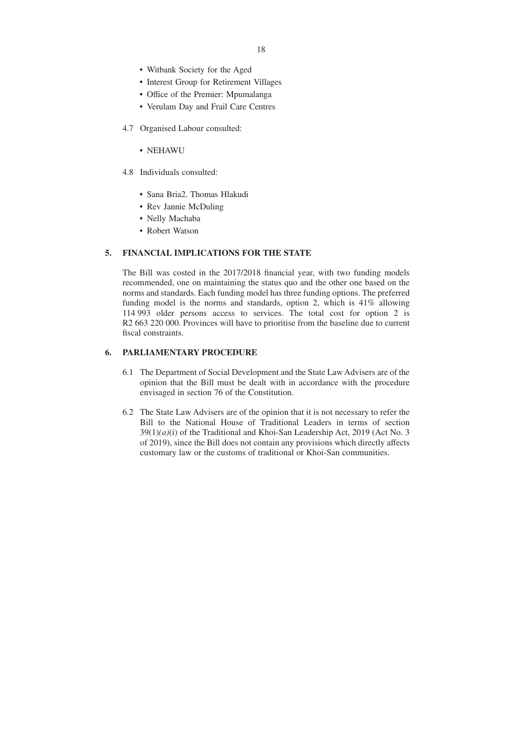- Witbank Society for the Aged
- Interest Group for Retirement Villages
- Office of the Premier: Mpumalanga
- Verulam Day and Frail Care Centres

4.7 Organised Labour consulted:

- NEHAWU

4.8 Individuals consulted:

- Sana Bria2. Thomas Hlakudi
- Rev Jannie McDuling
- Nelly Machaba
- Robert Watson

## 5. FINANCIAL IMPLICATIONS FOR THE STATE

The Bill was costed in the 2017/2018 financial year, with two funding models recommended, one on maintaining the status quo and the other one based on the norms and standards. Each funding model has three funding options. The preferred funding model is the norms and standards, option 2, which is 41% allowing 114 993 older persons access to services. The total cost for option 2 is R2 663 220 000. Provinces will have to prioritise from the baseline due to current fiscal constraints.

## 6. PARLIAMENTARY PROCEDURE

6.1 The Department of Social Development and the State Law Advisers are of the opinion that the Bill must be dealt with in accordance with the procedure envisaged in section 76 of the Constitution.

6.2 The State Law Advisers are of the opinion that it is not necessary to refer the Bill to the National House of Traditional Leaders in terms of section 39(1)*(a)*(i) of the Traditional and Khoi-San Leadership Act, 2019 (Act No. 3 of 2019), since the Bill does not contain any provisions which directly affects customary law or the customs of traditional or Khoi-San communities.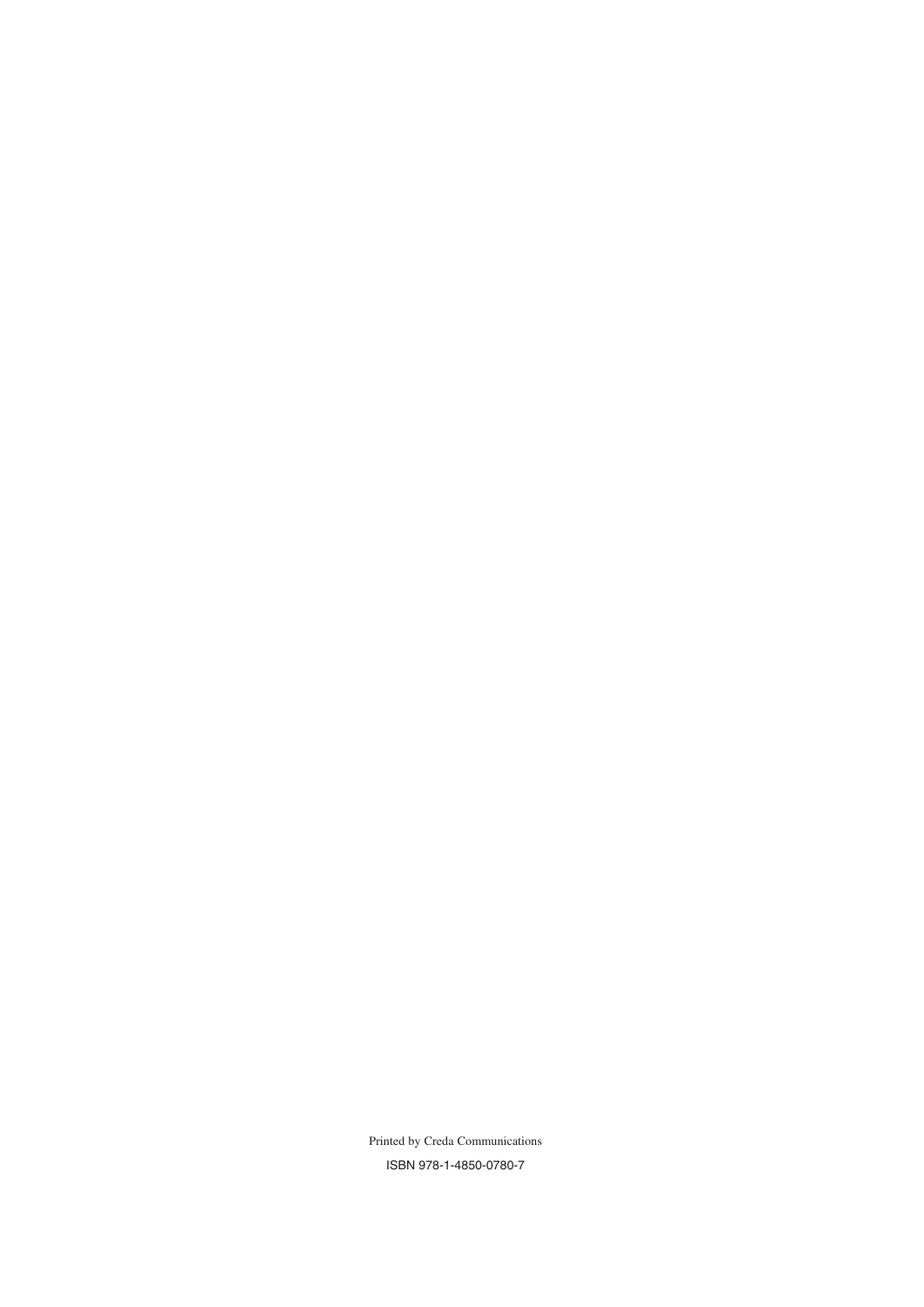Printed by Creda Communications

ISBN 978-1-4850-0780-7